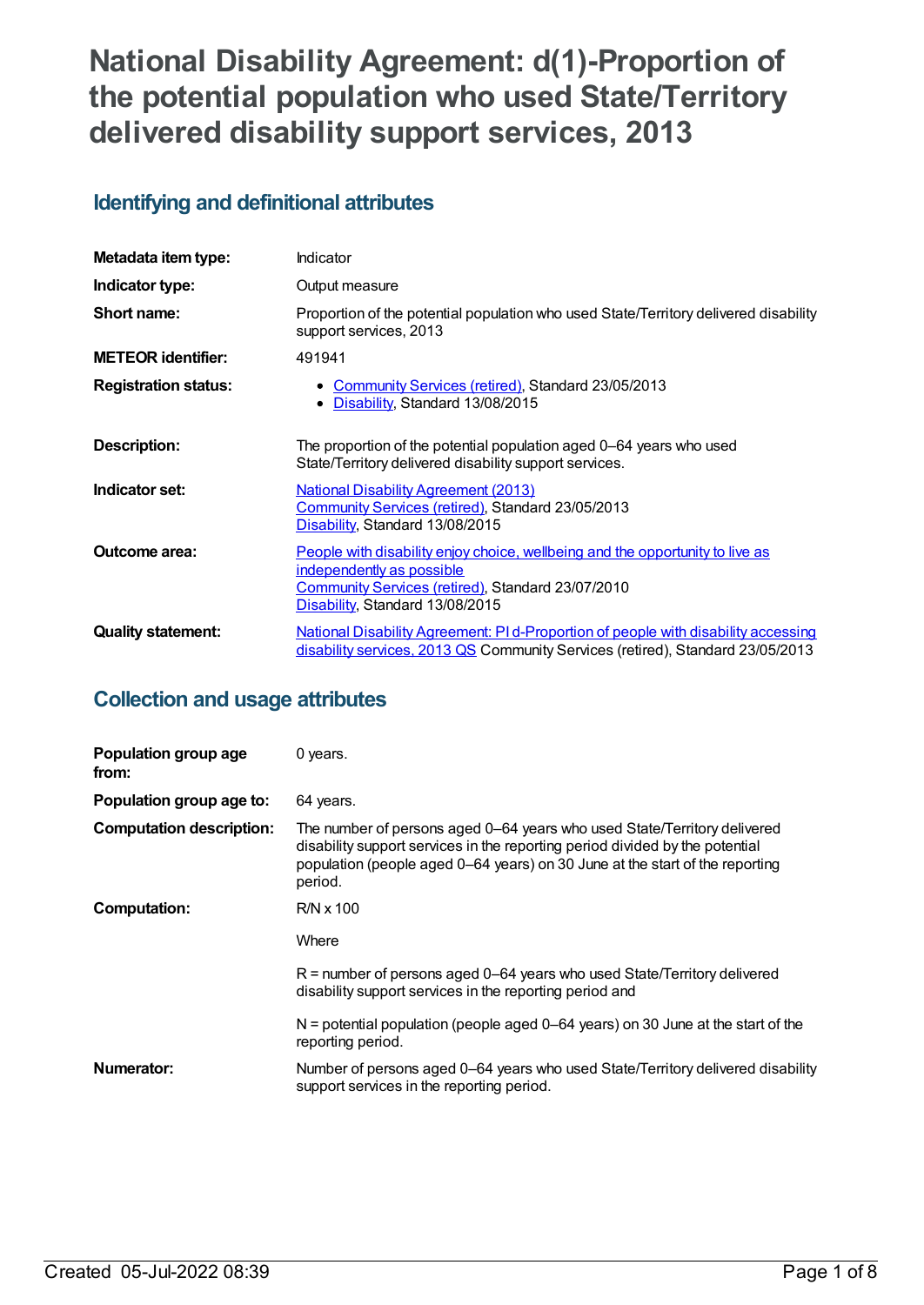# National Disability Agreement: d(1)-Proportion of the potential population who used State/Territory delivered disability support services, 2013

## Identifying and definitional attributes

| | |
|---|---|
| **Metadata item type:** | Indicator |
| **Indicator type:** | Output measure |
| **Short name:** | Proportion of the potential population who used State/Territory delivered disability support services, 2013 |
| **METEOR identifier:** | 491941 |
| **Registration status:** | • Community Services (retired), Standard 23/05/2013<br>• Disability, Standard 13/08/2015 |
| **Description:** | The proportion of the potential population aged 0–64 years who used State/Territory delivered disability support services. |
| **Indicator set:** | National Disability Agreement (2013)<br>Community Services (retired), Standard 23/05/2013<br>Disability, Standard 13/08/2015 |
| **Outcome area:** | People with disability enjoy choice, wellbeing and the opportunity to live as independently as possible<br>Community Services (retired), Standard 23/07/2010<br>Disability, Standard 13/08/2015 |
| **Quality statement:** | National Disability Agreement: PI d-Proportion of people with disability accessing disability services, 2013 QS Community Services (retired), Standard 23/05/2013 |

## Collection and usage attributes

| | |
|---|---|
| **Population group age from:** | 0 years. |
| **Population group age to:** | 64 years. |
| **Computation description:** | The number of persons aged 0–64 years who used State/Territory delivered disability support services in the reporting period divided by the potential population (people aged 0–64 years) on 30 June at the start of the reporting period. |
| **Computation:** | R/N x 100<br><br>Where<br><br>R = number of persons aged 0–64 years who used State/Territory delivered disability support services in the reporting period and<br><br>N = potential population (people aged 0–64 years) on 30 June at the start of the reporting period. |
| **Numerator:** | Number of persons aged 0–64 years who used State/Territory delivered disability support services in the reporting period. |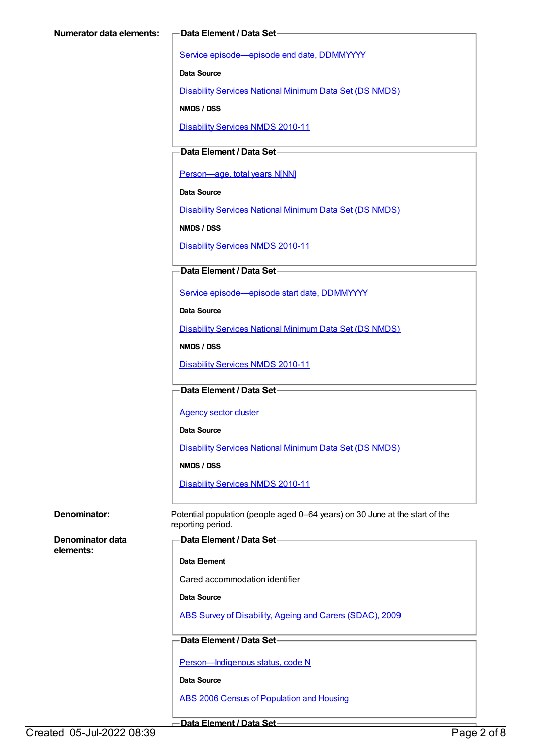**Numerator data elements:**

**Data Element / Data Set**

Service episode—episode end date, DDMMYYYY

**Data Source**

Disability Services National Minimum Data Set (DS NMDS)

**NMDS / DSS**

Disability Services NMDS 2010-11

**Data Element / Data Set**

Person—age, total years N[NN]

**Data Source**

Disability Services National Minimum Data Set (DS NMDS)

**NMDS / DSS**

Disability Services NMDS 2010-11

**Data Element / Data Set**

Service episode—episode start date, DDMMYYYY

**Data Source**

Disability Services National Minimum Data Set (DS NMDS)

**NMDS / DSS**

Disability Services NMDS 2010-11

**Data Element / Data Set**

Agency sector cluster

**Data Source**

Disability Services National Minimum Data Set (DS NMDS)

**NMDS / DSS**

Disability Services NMDS 2010-11

**Denominator:**

Potential population (people aged 0–64 years) on 30 June at the start of the reporting period.

**Denominator data elements:**

**Data Element / Data Set**

**Data Element**

Cared accommodation identifier

**Data Source**

ABS Survey of Disability, Ageing and Carers (SDAC), 2009

**Data Element / Data Set**

Person—Indigenous status, code N

**Data Source**

ABS 2006 Census of Population and Housing

**Data Element / Data Set**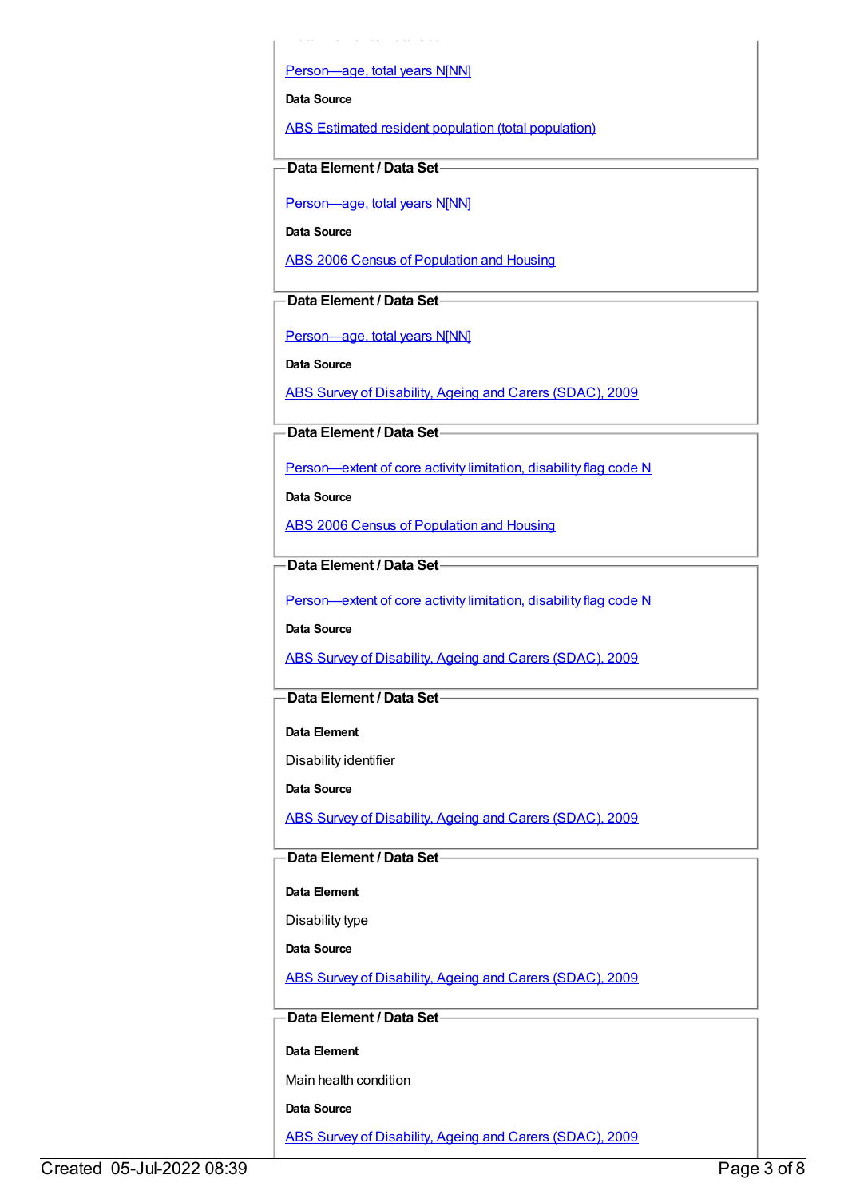Person—age, total years N[NN]

**Data Source**

ABS Estimated resident population (total population)

**Data Element / Data Set**

Person—age, total years N[NN]

**Data Source**

ABS 2006 Census of Population and Housing

**Data Element / Data Set**

Person—age, total years N[NN]

**Data Source**

ABS Survey of Disability, Ageing and Carers (SDAC), 2009

**Data Element / Data Set**

Person—extent of core activity limitation, disability flag code N

**Data Source**

ABS 2006 Census of Population and Housing

**Data Element / Data Set**

Person—extent of core activity limitation, disability flag code N

**Data Source**

ABS Survey of Disability, Ageing and Carers (SDAC), 2009

**Data Element / Data Set**

**Data Element**

Disability identifier

**Data Source**

ABS Survey of Disability, Ageing and Carers (SDAC), 2009

**Data Element / Data Set**

**Data Element**

Disability type

**Data Source**

ABS Survey of Disability, Ageing and Carers (SDAC), 2009

**Data Element / Data Set**

**Data Element**

Main health condition

**Data Source**

ABS Survey of Disability, Ageing and Carers (SDAC), 2009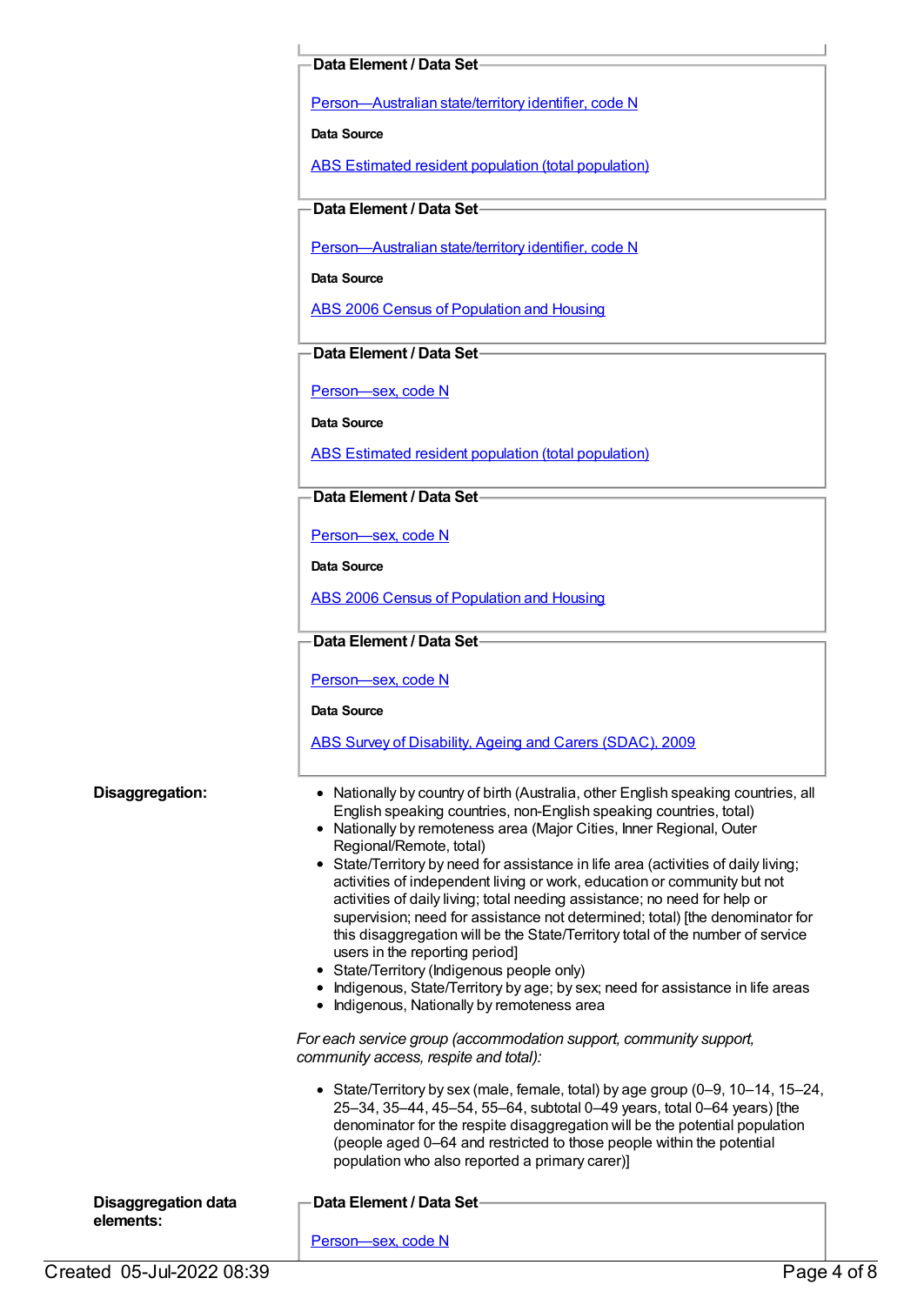**Data Element / Data Set**

Person—Australian state/territory identifier, code N

**Data Source**

ABS Estimated resident population (total population)

**Data Element / Data Set**

Person—Australian state/territory identifier, code N

**Data Source**

ABS 2006 Census of Population and Housing

**Data Element / Data Set**

Person—sex, code N

**Data Source**

ABS Estimated resident population (total population)

**Data Element / Data Set**

Person—sex, code N

**Data Source**

ABS 2006 Census of Population and Housing

**Data Element / Data Set**

Person—sex, code N

**Data Source**

ABS Survey of Disability, Ageing and Carers (SDAC), 2009

**Disaggregation:**

- Nationally by country of birth (Australia, other English speaking countries, all English speaking countries, non-English speaking countries, total)
- Nationally by remoteness area (Major Cities, Inner Regional, Outer Regional/Remote, total)
- State/Territory by need for assistance in life area (activities of daily living; activities of independent living or work, education or community but not activities of daily living; total needing assistance; no need for help or supervision; need for assistance not determined; total) [the denominator for this disaggregation will be the State/Territory total of the number of service users in the reporting period]
- State/Territory (Indigenous people only)
- Indigenous, State/Territory by age; by sex; need for assistance in life areas
- Indigenous, Nationally by remoteness area

*For each service group (accommodation support, community support, community access, respite and total):*

- State/Territory by sex (male, female, total) by age group (0–9, 10–14, 15–24, 25–34, 35–44, 45–54, 55–64, subtotal 0–49 years, total 0–64 years) [the denominator for the respite disaggregation will be the potential population (people aged 0–64 and restricted to those people within the potential population who also reported a primary carer)]

**Disaggregation data elements:**

**Data Element / Data Set**

Person—sex, code N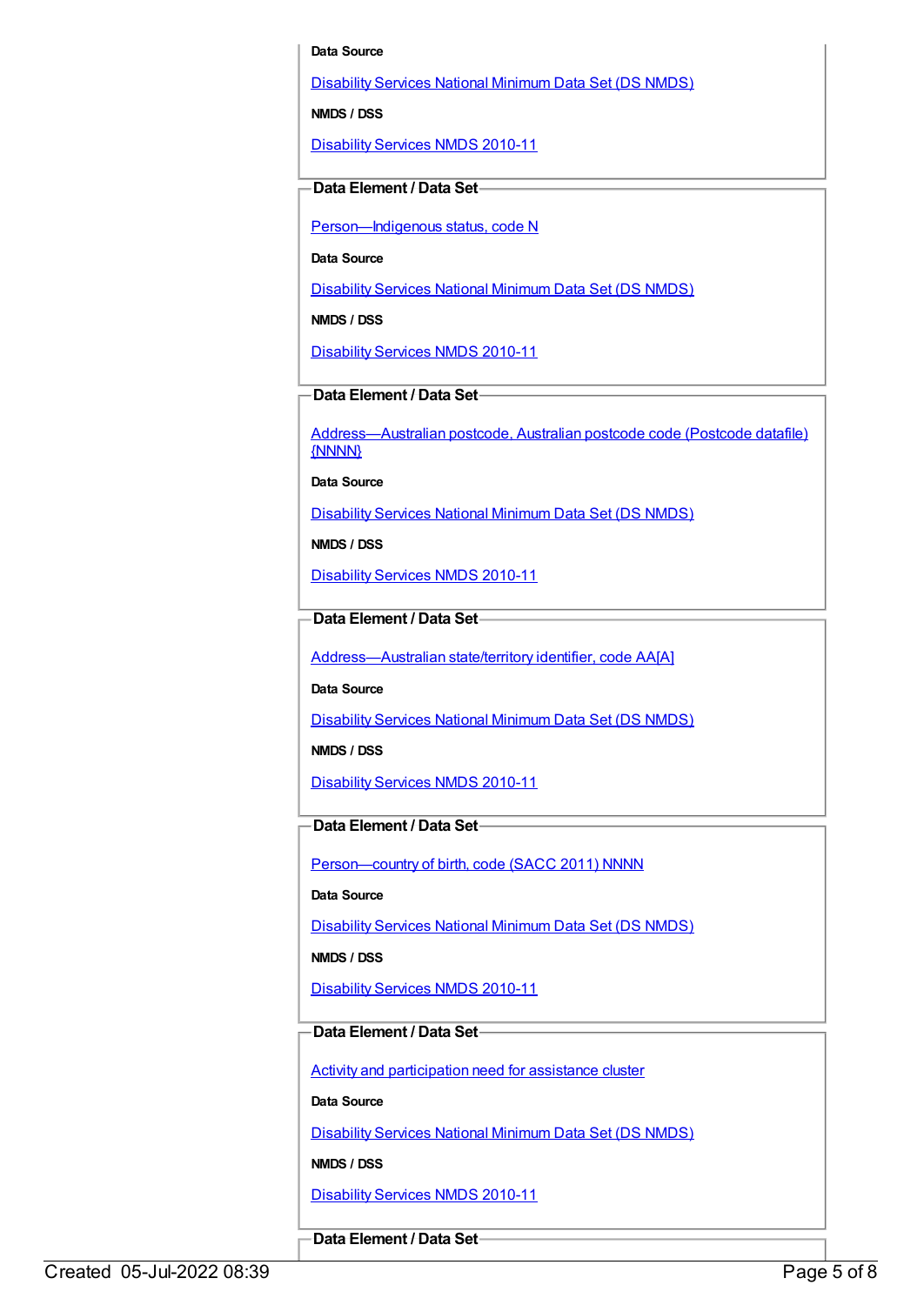**Data Source**

Disability Services National Minimum Data Set (DS NMDS)

**NMDS / DSS**

Disability Services NMDS 2010-11

**Data Element / Data Set**

Person—Indigenous status, code N

**Data Source**

Disability Services National Minimum Data Set (DS NMDS)

**NMDS / DSS**

Disability Services NMDS 2010-11

**Data Element / Data Set**

Address—Australian postcode, Australian postcode code (Postcode datafile) {NNNN}

**Data Source**

Disability Services National Minimum Data Set (DS NMDS)

**NMDS / DSS**

Disability Services NMDS 2010-11

**Data Element / Data Set**

Address—Australian state/territory identifier, code AA[A]

**Data Source**

Disability Services National Minimum Data Set (DS NMDS)

**NMDS / DSS**

Disability Services NMDS 2010-11

**Data Element / Data Set**

Person—country of birth, code (SACC 2011) NNNN

**Data Source**

Disability Services National Minimum Data Set (DS NMDS)

**NMDS / DSS**

Disability Services NMDS 2010-11

**Data Element / Data Set**

Activity and participation need for assistance cluster

**Data Source**

Disability Services National Minimum Data Set (DS NMDS)

**NMDS / DSS**

Disability Services NMDS 2010-11

**Data Element / Data Set**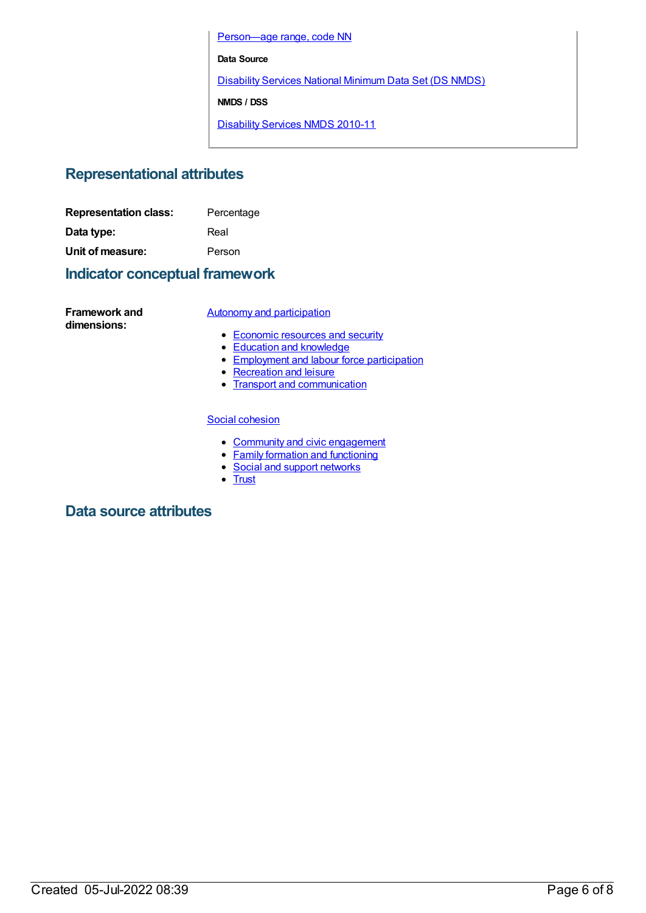Person—age range, code NN

**Data Source**

Disability Services National Minimum Data Set (DS NMDS)

**NMDS / DSS**

Disability Services NMDS 2010-11

## Representational attributes

**Representation class:** Percentage

**Data type:** Real

**Unit of measure:** Person

## Indicator conceptual framework

**Framework and dimensions:**

Autonomy and participation

- Economic resources and security
- Education and knowledge
- Employment and labour force participation
- Recreation and leisure
- Transport and communication

Social cohesion

- Community and civic engagement
- Family formation and functioning
- Social and support networks
- Trust

## Data source attributes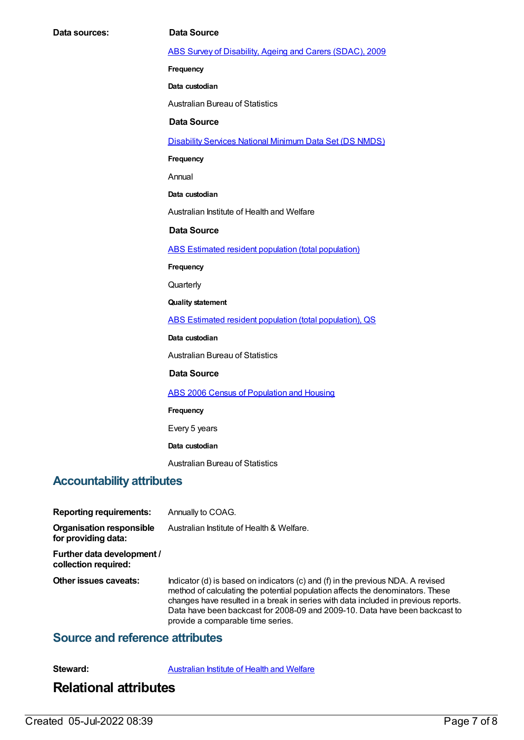**Data sources:**

**Data Source**

[ABS Survey of Disability, Ageing and Carers (SDAC), 2009]

**Frequency**

**Data custodian**

Australian Bureau of Statistics

**Data Source**

[Disability Services National Minimum Data Set (DS NMDS)]

**Frequency**

Annual

**Data custodian**

Australian Institute of Health and Welfare

**Data Source**

[ABS Estimated resident population (total population)]

**Frequency**

Quarterly

**Quality statement**

[ABS Estimated resident population (total population), QS]

**Data custodian**

Australian Bureau of Statistics

**Data Source**

[ABS 2006 Census of Population and Housing]

**Frequency**

Every 5 years

**Data custodian**

Australian Bureau of Statistics

## Accountability attributes

**Reporting requirements:** Annually to COAG.

**Organisation responsible for providing data:** Australian Institute of Health & Welfare.

**Further data development / collection required:**

**Other issues caveats:** Indicator (d) is based on indicators (c) and (f) in the previous NDA. A revised method of calculating the potential population affects the denominators. These changes have resulted in a break in series with data included in previous reports. Data have been backcast for 2008-09 and 2009-10. Data have been backcast to provide a comparable time series.

## Source and reference attributes

**Steward:** [Australian Institute of Health and Welfare]

# Relational attributes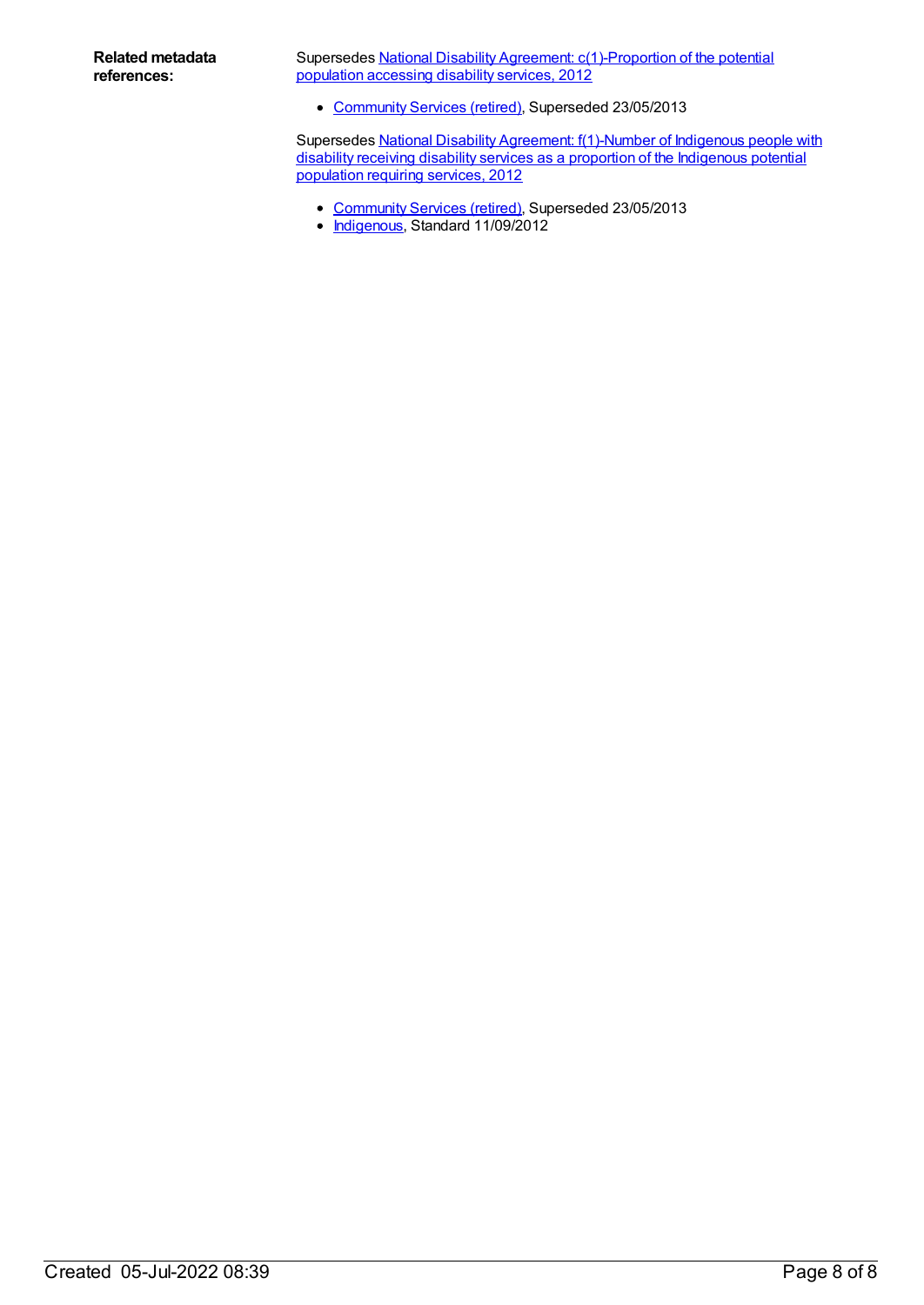**Related metadata references:**

Supersedes National Disability Agreement: c(1)-Proportion of the potential population accessing disability services, 2012

- Community Services (retired), Superseded 23/05/2013

Supersedes National Disability Agreement: f(1)-Number of Indigenous people with disability receiving disability services as a proportion of the Indigenous potential population requiring services, 2012

- Community Services (retired), Superseded 23/05/2013
- Indigenous, Standard 11/09/2012